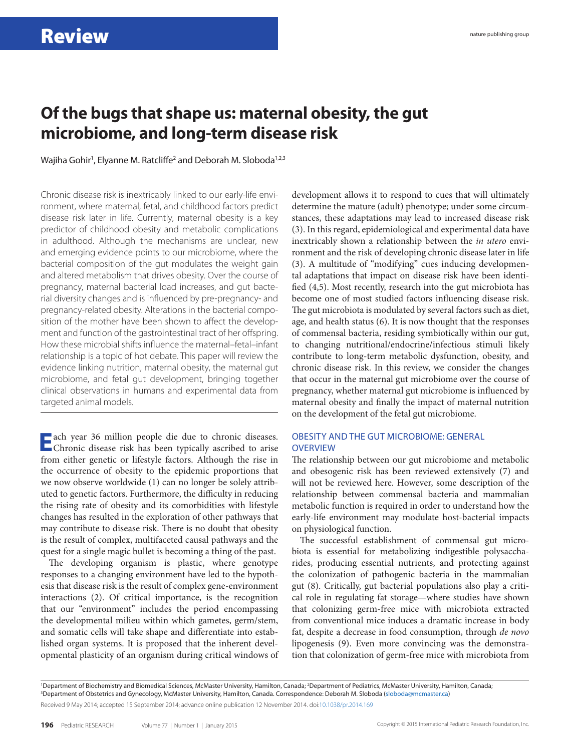# Of the bugs that shape us: maternal obesity, the gut microbiome, and long-term disease risk

Wajiha Gohir[1], Elyanne M. Ratcliffe[2] and Deborah M. Sloboda[1,2,3]

Chronic disease risk is inextricably linked to our early-life environment, where maternal, fetal, and childhood factors predict disease risk later in life. Currently, maternal obesity is a key predictor of childhood obesity and metabolic complications in adulthood. Although the mechanisms are unclear, new and emerging evidence points to our microbiome, where the bacterial composition of the gut modulates the weight gain and altered metabolism that drives obesity. Over the course of pregnancy, maternal bacterial load increases, and gut bacterial diversity changes and is influenced by pre-pregnancy- and pregnancy-related obesity. Alterations in the bacterial composition of the mother have been shown to affect the development and function of the gastrointestinal tract of her offspring. How these microbial shifts influence the maternal–fetal–infant relationship is a topic of hot debate. This paper will review the evidence linking nutrition, maternal obesity, the maternal gut microbiome, and fetal gut development, bringing together clinical observations in humans and experimental data from targeted animal models.

Each year 36 million people die due to chronic diseases. Chronic disease risk has been typically ascribed to arise from either genetic or lifestyle factors. Although the rise in the occurrence of obesity to the epidemic proportions that we now observe worldwide (1) can no longer be solely attributed to genetic factors. Furthermore, the difficulty in reducing the rising rate of obesity and its comorbidities with lifestyle changes has resulted in the exploration of other pathways that may contribute to disease risk. There is no doubt that obesity is the result of complex, multifaceted causal pathways and the quest for a single magic bullet is becoming a thing of the past.

The developing organism is plastic, where genotype responses to a changing environment have led to the hypothesis that disease risk is the result of complex gene-environment interactions (2). Of critical importance, is the recognition that our "environment" includes the period encompassing the developmental milieu within which gametes, germ/stem, and somatic cells will take shape and differentiate into established organ systems. It is proposed that the inherent developmental plasticity of an organism during critical windows of development allows it to respond to cues that will ultimately determine the mature (adult) phenotype; under some circumstances, these adaptations may lead to increased disease risk (3). In this regard, epidemiological and experimental data have inextricably shown a relationship between the *in utero* environment and the risk of developing chronic disease later in life (3). A multitude of "modifying" cues inducing developmental adaptations that impact on disease risk have been identified (4,5). Most recently, research into the gut microbiota has become one of most studied factors influencing disease risk. The gut microbiota is modulated by several factors such as diet, age, and health status (6). It is now thought that the responses of commensal bacteria, residing symbiotically within our gut, to changing nutritional/endocrine/infectious stimuli likely contribute to long-term metabolic dysfunction, obesity, and chronic disease risk. In this review, we consider the changes that occur in the maternal gut microbiome over the course of pregnancy, whether maternal gut microbiome is influenced by maternal obesity and finally the impact of maternal nutrition on the development of the fetal gut microbiome.

## OBESITY AND THE GUT MICROBIOME: GENERAL OVERVIEW

The relationship between our gut microbiome and metabolic and obesogenic risk has been reviewed extensively (7) and will not be reviewed here. However, some description of the relationship between commensal bacteria and mammalian metabolic function is required in order to understand how the early-life environment may modulate host-bacterial impacts on physiological function.

The successful establishment of commensal gut microbiota is essential for metabolizing indigestible polysaccharides, producing essential nutrients, and protecting against the colonization of pathogenic bacteria in the mammalian gut (8). Critically, gut bacterial populations also play a critical role in regulating fat storage—where studies have shown that colonizing germ-free mice with microbiota extracted from conventional mice induces a dramatic increase in body fat, despite a decrease in food consumption, through *de novo* lipogenesis (9). Even more convincing was the demonstration that colonization of germ-free mice with microbiota from

[1]Department of Biochemistry and Biomedical Sciences, McMaster University, Hamilton, Canada; [2]Department of Pediatrics, McMaster University, Hamilton, Canada; [3]Department of Obstetrics and Gynecology, McMaster University, Hamilton, Canada. Correspondence: Deborah M. Sloboda (sloboda@mcmaster.ca)

Received 9 May 2014; accepted 15 September 2014; advance online publication 12 November 2014. doi:10.1038/pr.2014.169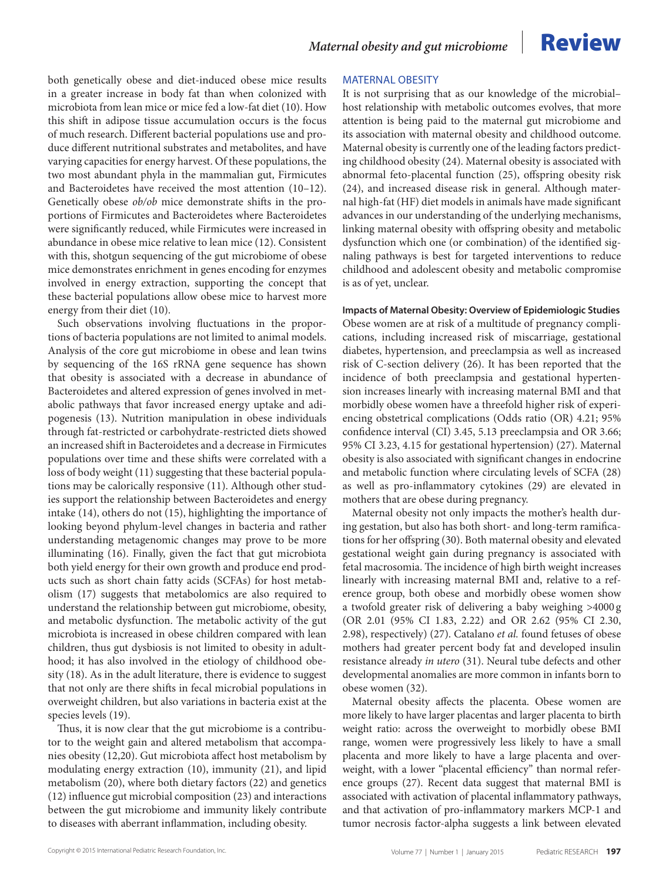both genetically obese and diet-induced obese mice results in a greater increase in body fat than when colonized with microbiota from lean mice or mice fed a low-fat diet (10). How this shift in adipose tissue accumulation occurs is the focus of much research. Different bacterial populations use and produce different nutritional substrates and metabolites, and have varying capacities for energy harvest. Of these populations, the two most abundant phyla in the mammalian gut, Firmicutes and Bacteroidetes have received the most attention (10–12). Genetically obese *ob/ob* mice demonstrate shifts in the proportions of Firmicutes and Bacteroidetes where Bacteroidetes were significantly reduced, while Firmicutes were increased in abundance in obese mice relative to lean mice (12). Consistent with this, shotgun sequencing of the gut microbiome of obese mice demonstrates enrichment in genes encoding for enzymes involved in energy extraction, supporting the concept that these bacterial populations allow obese mice to harvest more energy from their diet (10).

Such observations involving fluctuations in the proportions of bacteria populations are not limited to animal models. Analysis of the core gut microbiome in obese and lean twins by sequencing of the 16S rRNA gene sequence has shown that obesity is associated with a decrease in abundance of Bacteroidetes and altered expression of genes involved in metabolic pathways that favor increased energy uptake and adipogenesis (13). Nutrition manipulation in obese individuals through fat-restricted or carbohydrate-restricted diets showed an increased shift in Bacteroidetes and a decrease in Firmicutes populations over time and these shifts were correlated with a loss of body weight (11) suggesting that these bacterial populations may be calorically responsive (11). Although other studies support the relationship between Bacteroidetes and energy intake (14), others do not (15), highlighting the importance of looking beyond phylum-level changes in bacteria and rather understanding metagenomic changes may prove to be more illuminating (16). Finally, given the fact that gut microbiota both yield energy for their own growth and produce end products such as short chain fatty acids (SCFAs) for host metabolism (17) suggests that metabolomics are also required to understand the relationship between gut microbiome, obesity, and metabolic dysfunction. The metabolic activity of the gut microbiota is increased in obese children compared with lean children, thus gut dysbiosis is not limited to obesity in adulthood; it has also involved in the etiology of childhood obesity (18). As in the adult literature, there is evidence to suggest that not only are there shifts in fecal microbial populations in overweight children, but also variations in bacteria exist at the species levels (19).

Thus, it is now clear that the gut microbiome is a contributor to the weight gain and altered metabolism that accompanies obesity (12,20). Gut microbiota affect host metabolism by modulating energy extraction (10), immunity (21), and lipid metabolism (20), where both dietary factors (22) and genetics (12) influence gut microbial composition (23) and interactions between the gut microbiome and immunity likely contribute to diseases with aberrant inflammation, including obesity.

## MATERNAL OBESITY

It is not surprising that as our knowledge of the microbial–host relationship with metabolic outcomes evolves, that more attention is being paid to the maternal gut microbiome and its association with maternal obesity and childhood outcome. Maternal obesity is currently one of the leading factors predicting childhood obesity (24). Maternal obesity is associated with abnormal feto-placental function (25), offspring obesity risk (24), and increased disease risk in general. Although maternal high-fat (HF) diet models in animals have made significant advances in our understanding of the underlying mechanisms, linking maternal obesity with offspring obesity and metabolic dysfunction which one (or combination) of the identified signaling pathways is best for targeted interventions to reduce childhood and adolescent obesity and metabolic compromise is as of yet, unclear.

### Impacts of Maternal Obesity: Overview of Epidemiologic Studies

Obese women are at risk of a multitude of pregnancy complications, including increased risk of miscarriage, gestational diabetes, hypertension, and preeclampsia as well as increased risk of C-section delivery (26). It has been reported that the incidence of both preeclampsia and gestational hypertension increases linearly with increasing maternal BMI and that morbidly obese women have a threefold higher risk of experiencing obstetrical complications (Odds ratio (OR) 4.21; 95% confidence interval (CI) 3.45, 5.13 preeclampsia and OR 3.66; 95% CI 3.23, 4.15 for gestational hypertension) (27). Maternal obesity is also associated with significant changes in endocrine and metabolic function where circulating levels of SCFA (28) as well as pro-inflammatory cytokines (29) are elevated in mothers that are obese during pregnancy.

Maternal obesity not only impacts the mother's health during gestation, but also has both short- and long-term ramifications for her offspring (30). Both maternal obesity and elevated gestational weight gain during pregnancy is associated with fetal macrosomia. The incidence of high birth weight increases linearly with increasing maternal BMI and, relative to a reference group, both obese and morbidly obese women show a twofold greater risk of delivering a baby weighing >4000 g (OR 2.01 (95% CI 1.83, 2.22) and OR 2.62 (95% CI 2.30, 2.98), respectively) (27). Catalano *et al.* found fetuses of obese mothers had greater percent body fat and developed insulin resistance already *in utero* (31). Neural tube defects and other developmental anomalies are more common in infants born to obese women (32).

Maternal obesity affects the placenta. Obese women are more likely to have larger placentas and larger placenta to birth weight ratio: across the overweight to morbidly obese BMI range, women were progressively less likely to have a small placenta and more likely to have a large placenta and overweight, with a lower "placental efficiency" than normal reference groups (27). Recent data suggest that maternal BMI is associated with activation of placental inflammatory pathways, and that activation of pro-inflammatory markers MCP-1 and tumor necrosis factor-alpha suggests a link between elevated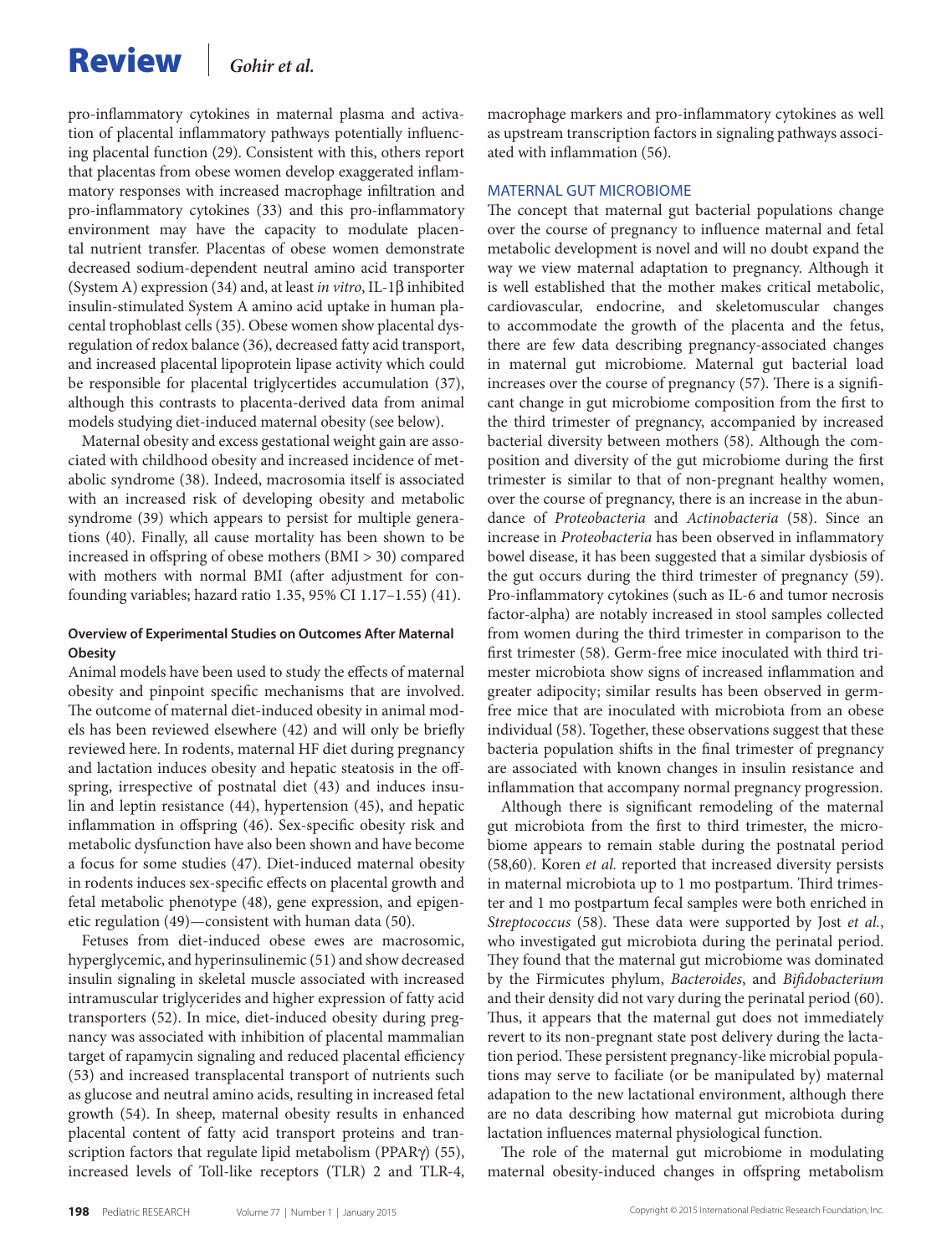pro-inflammatory cytokines in maternal plasma and activation of placental inflammatory pathways potentially influencing placental function (29). Consistent with this, others report that placentas from obese women develop exaggerated inflammatory responses with increased macrophage infiltration and pro-inflammatory cytokines (33) and this pro-inflammatory environment may have the capacity to modulate placental nutrient transfer. Placentas of obese women demonstrate decreased sodium-dependent neutral amino acid transporter (System A) expression (34) and, at least *in vitro*, IL-1β inhibited insulin-stimulated System A amino acid uptake in human placental trophoblast cells (35). Obese women show placental dysregulation of redox balance (36), decreased fatty acid transport, and increased placental lipoprotein lipase activity which could be responsible for placental triglycertides accumulation (37), although this contrasts to placenta-derived data from animal models studying diet-induced maternal obesity (see below).

Maternal obesity and excess gestational weight gain are associated with childhood obesity and increased incidence of metabolic syndrome (38). Indeed, macrosomia itself is associated with an increased risk of developing obesity and metabolic syndrome (39) which appears to persist for multiple generations (40). Finally, all cause mortality has been shown to be increased in offspring of obese mothers (BMI > 30) compared with mothers with normal BMI (after adjustment for confounding variables; hazard ratio 1.35, 95% CI 1.17–1.55) (41).

### Overview of Experimental Studies on Outcomes After Maternal Obesity

Animal models have been used to study the effects of maternal obesity and pinpoint specific mechanisms that are involved. The outcome of maternal diet-induced obesity in animal models has been reviewed elsewhere (42) and will only be briefly reviewed here. In rodents, maternal HF diet during pregnancy and lactation induces obesity and hepatic steatosis in the offspring, irrespective of postnatal diet (43) and induces insulin and leptin resistance (44), hypertension (45), and hepatic inflammation in offspring (46). Sex-specific obesity risk and metabolic dysfunction have also been shown and have become a focus for some studies (47). Diet-induced maternal obesity in rodents induces sex-specific effects on placental growth and fetal metabolic phenotype (48), gene expression, and epigenetic regulation (49)—consistent with human data (50).

Fetuses from diet-induced obese ewes are macrosomic, hyperglycemic, and hyperinsulinemic (51) and show decreased insulin signaling in skeletal muscle associated with increased intramuscular triglycerides and higher expression of fatty acid transporters (52). In mice, diet-induced obesity during pregnancy was associated with inhibition of placental mammalian target of rapamycin signaling and reduced placental efficiency (53) and increased transplacental transport of nutrients such as glucose and neutral amino acids, resulting in increased fetal growth (54). In sheep, maternal obesity results in enhanced placental content of fatty acid transport proteins and transcription factors that regulate lipid metabolism (PPARγ) (55), increased levels of Toll-like receptors (TLR) 2 and TLR-4, macrophage markers and pro-inflammatory cytokines as well as upstream transcription factors in signaling pathways associated with inflammation (56).

## MATERNAL GUT MICROBIOME

The concept that maternal gut bacterial populations change over the course of pregnancy to influence maternal and fetal metabolic development is novel and will no doubt expand the way we view maternal adaptation to pregnancy. Although it is well established that the mother makes critical metabolic, cardiovascular, endocrine, and skeletomuscular changes to accommodate the growth of the placenta and the fetus, there are few data describing pregnancy-associated changes in maternal gut microbiome. Maternal gut bacterial load increases over the course of pregnancy (57). There is a significant change in gut microbiome composition from the first to the third trimester of pregnancy, accompanied by increased bacterial diversity between mothers (58). Although the composition and diversity of the gut microbiome during the first trimester is similar to that of non-pregnant healthy women, over the course of pregnancy, there is an increase in the abundance of *Proteobacteria* and *Actinobacteria* (58). Since an increase in *Proteobacteria* has been observed in inflammatory bowel disease, it has been suggested that a similar dysbiosis of the gut occurs during the third trimester of pregnancy (59). Pro-inflammatory cytokines (such as IL-6 and tumor necrosis factor-alpha) are notably increased in stool samples collected from women during the third trimester in comparison to the first trimester (58). Germ-free mice inoculated with third trimester microbiota show signs of increased inflammation and greater adipocity; similar results has been observed in germ-free mice that are inoculated with microbiota from an obese individual (58). Together, these observations suggest that these bacteria population shifts in the final trimester of pregnancy are associated with known changes in insulin resistance and inflammation that accompany normal pregnancy progression.

Although there is significant remodeling of the maternal gut microbiota from the first to third trimester, the microbiome appears to remain stable during the postnatal period (58,60). Koren *et al.* reported that increased diversity persists in maternal microbiota up to 1 mo postpartum. Third trimester and 1 mo postpartum fecal samples were both enriched in *Streptococcus* (58). These data were supported by Jost *et al.*, who investigated gut microbiota during the perinatal period. They found that the maternal gut microbiome was dominated by the Firmicutes phylum, *Bacteroides*, and *Bifidobacterium* and their density did not vary during the perinatal period (60). Thus, it appears that the maternal gut does not immediately revert to its non-pregnant state post delivery during the lactation period. These persistent pregnancy-like microbial populations may serve to faciliate (or be manipulated by) maternal adapation to the new lactational environment, although there are no data describing how maternal gut microbiota during lactation influences maternal physiological function.

The role of the maternal gut microbiome in modulating maternal obesity-induced changes in offspring metabolism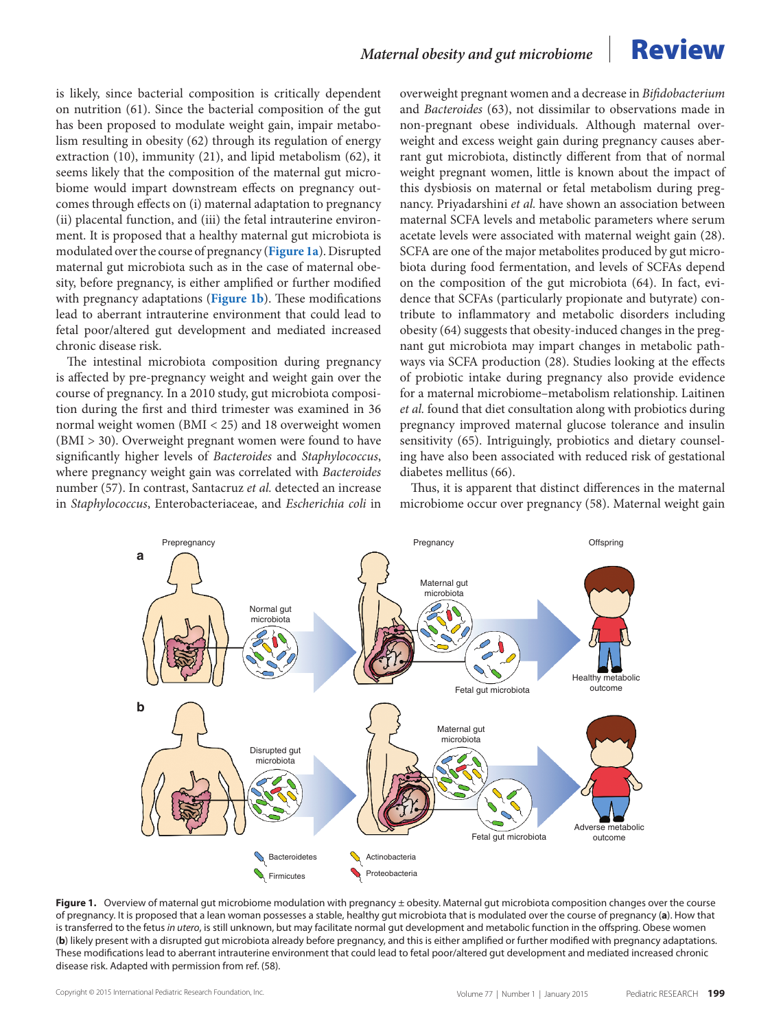is likely, since bacterial composition is critically dependent on nutrition (61). Since the bacterial composition of the gut has been proposed to modulate weight gain, impair metabolism resulting in obesity (62) through its regulation of energy extraction (10), immunity (21), and lipid metabolism (62), it seems likely that the composition of the maternal gut microbiome would impart downstream effects on pregnancy outcomes through effects on (i) maternal adaptation to pregnancy (ii) placental function, and (iii) the fetal intrauterine environment. It is proposed that a healthy maternal gut microbiota is modulated over the course of pregnancy (**Figure 1a**). Disrupted maternal gut microbiota such as in the case of maternal obesity, before pregnancy, is either amplified or further modified with pregnancy adaptations (**Figure 1b**). These modifications lead to aberrant intrauterine environment that could lead to fetal poor/altered gut development and mediated increased chronic disease risk.

The intestinal microbiota composition during pregnancy is affected by pre-pregnancy weight and weight gain over the course of pregnancy. In a 2010 study, gut microbiota composition during the first and third trimester was examined in 36 normal weight women (BMI < 25) and 18 overweight women (BMI > 30). Overweight pregnant women were found to have significantly higher levels of *Bacteroides* and *Staphylococcus*, where pregnancy weight gain was correlated with *Bacteroides* number (57). In contrast, Santacruz *et al.* detected an increase in *Staphylococcus*, Enterobacteriaceae, and *Escherichia coli* in overweight pregnant women and a decrease in *Bifidobacterium* and *Bacteroides* (63), not dissimilar to observations made in non-pregnant obese individuals. Although maternal overweight and excess weight gain during pregnancy causes aberrant gut microbiota, distinctly different from that of normal weight pregnant women, little is known about the impact of this dysbiosis on maternal or fetal metabolism during pregnancy. Priyadarshini *et al.* have shown an association between maternal SCFA levels and metabolic parameters where serum acetate levels were associated with maternal weight gain (28). SCFA are one of the major metabolites produced by gut microbiota during food fermentation, and levels of SCFAs depend on the composition of the gut microbiota (64). In fact, evidence that SCFAs (particularly propionate and butyrate) contribute to inflammatory and metabolic disorders including obesity (64) suggests that obesity-induced changes in the pregnant gut microbiota may impart changes in metabolic pathways via SCFA production (28). Studies looking at the effects of probiotic intake during pregnancy also provide evidence for a maternal microbiome–metabolism relationship. Laitinen *et al.* found that diet consultation along with probiotics during pregnancy improved maternal glucose tolerance and insulin sensitivity (65). Intriguingly, probiotics and dietary counseling have also been associated with reduced risk of gestational diabetes mellitus (66).

Thus, it is apparent that distinct differences in the maternal microbiome occur over pregnancy (58). Maternal weight gain

**Figure 1.** Overview of maternal gut microbiome modulation with pregnancy ± obesity. Maternal gut microbiota composition changes over the course of pregnancy. It is proposed that a lean woman possesses a stable, healthy gut microbiota that is modulated over the course of pregnancy (**a**). How that is transferred to the fetus *in utero*, is still unknown, but may facilitate normal gut development and metabolic function in the offspring. Obese women (**b**) likely present with a disrupted gut microbiota already before pregnancy, and this is either amplified or further modified with pregnancy adaptations. These modifications lead to aberrant intrauterine environment that could lead to fetal poor/altered gut development and mediated increased chronic disease risk. Adapted with permission from ref. (58).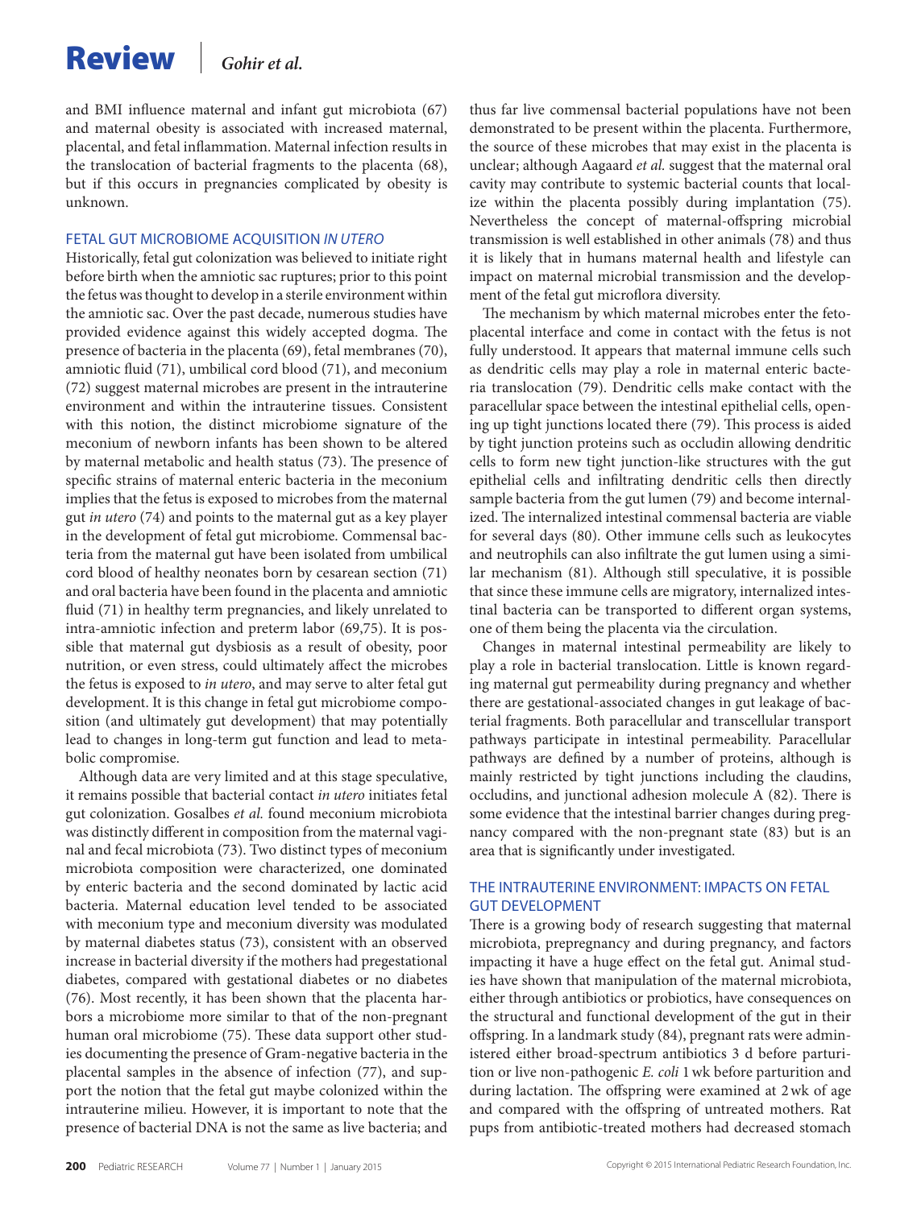and BMI influence maternal and infant gut microbiota (67) and maternal obesity is associated with increased maternal, placental, and fetal inflammation. Maternal infection results in the translocation of bacterial fragments to the placenta (68), but if this occurs in pregnancies complicated by obesity is unknown.

## FETAL GUT MICROBIOME ACQUISITION *IN UTERO*

Historically, fetal gut colonization was believed to initiate right before birth when the amniotic sac ruptures; prior to this point the fetus was thought to develop in a sterile environment within the amniotic sac. Over the past decade, numerous studies have provided evidence against this widely accepted dogma. The presence of bacteria in the placenta (69), fetal membranes (70), amniotic fluid (71), umbilical cord blood (71), and meconium (72) suggest maternal microbes are present in the intrauterine environment and within the intrauterine tissues. Consistent with this notion, the distinct microbiome signature of the meconium of newborn infants has been shown to be altered by maternal metabolic and health status (73). The presence of specific strains of maternal enteric bacteria in the meconium implies that the fetus is exposed to microbes from the maternal gut *in utero* (74) and points to the maternal gut as a key player in the development of fetal gut microbiome. Commensal bacteria from the maternal gut have been isolated from umbilical cord blood of healthy neonates born by cesarean section (71) and oral bacteria have been found in the placenta and amniotic fluid (71) in healthy term pregnancies, and likely unrelated to intra-amniotic infection and preterm labor (69,75). It is possible that maternal gut dysbiosis as a result of obesity, poor nutrition, or even stress, could ultimately affect the microbes the fetus is exposed to *in utero*, and may serve to alter fetal gut development. It is this change in fetal gut microbiome composition (and ultimately gut development) that may potentially lead to changes in long-term gut function and lead to metabolic compromise.

Although data are very limited and at this stage speculative, it remains possible that bacterial contact *in utero* initiates fetal gut colonization. Gosalbes *et al.* found meconium microbiota was distinctly different in composition from the maternal vaginal and fecal microbiota (73). Two distinct types of meconium microbiota composition were characterized, one dominated by enteric bacteria and the second dominated by lactic acid bacteria. Maternal education level tended to be associated with meconium type and meconium diversity was modulated by maternal diabetes status (73), consistent with an observed increase in bacterial diversity if the mothers had pregestational diabetes, compared with gestational diabetes or no diabetes (76). Most recently, it has been shown that the placenta harbors a microbiome more similar to that of the non-pregnant human oral microbiome (75). These data support other studies documenting the presence of Gram-negative bacteria in the placental samples in the absence of infection (77), and support the notion that the fetal gut maybe colonized within the intrauterine milieu. However, it is important to note that the presence of bacterial DNA is not the same as live bacteria; and thus far live commensal bacterial populations have not been demonstrated to be present within the placenta. Furthermore, the source of these microbes that may exist in the placenta is unclear; although Aagaard *et al.* suggest that the maternal oral cavity may contribute to systemic bacterial counts that localize within the placenta possibly during implantation (75). Nevertheless the concept of maternal-offspring microbial transmission is well established in other animals (78) and thus it is likely that in humans maternal health and lifestyle can impact on maternal microbial transmission and the development of the fetal gut microflora diversity.

The mechanism by which maternal microbes enter the feto-placental interface and come in contact with the fetus is not fully understood. It appears that maternal immune cells such as dendritic cells may play a role in maternal enteric bacteria translocation (79). Dendritic cells make contact with the paracellular space between the intestinal epithelial cells, opening up tight junctions located there (79). This process is aided by tight junction proteins such as occludin allowing dendritic cells to form new tight junction-like structures with the gut epithelial cells and infiltrating dendritic cells then directly sample bacteria from the gut lumen (79) and become internalized. The internalized intestinal commensal bacteria are viable for several days (80). Other immune cells such as leukocytes and neutrophils can also infiltrate the gut lumen using a similar mechanism (81). Although still speculative, it is possible that since these immune cells are migratory, internalized intestinal bacteria can be transported to different organ systems, one of them being the placenta via the circulation.

Changes in maternal intestinal permeability are likely to play a role in bacterial translocation. Little is known regarding maternal gut permeability during pregnancy and whether there are gestational-associated changes in gut leakage of bacterial fragments. Both paracellular and transcellular transport pathways participate in intestinal permeability. Paracellular pathways are defined by a number of proteins, although is mainly restricted by tight junctions including the claudins, occludins, and junctional adhesion molecule A (82). There is some evidence that the intestinal barrier changes during pregnancy compared with the non-pregnant state (83) but is an area that is significantly under investigated.

## THE INTRAUTERINE ENVIRONMENT: IMPACTS ON FETAL GUT DEVELOPMENT

There is a growing body of research suggesting that maternal microbiota, prepregnancy and during pregnancy, and factors impacting it have a huge effect on the fetal gut. Animal studies have shown that manipulation of the maternal microbiota, either through antibiotics or probiotics, have consequences on the structural and functional development of the gut in their offspring. In a landmark study (84), pregnant rats were administered either broad-spectrum antibiotics 3 d before parturition or live non-pathogenic *E. coli* 1 wk before parturition and during lactation. The offspring were examined at 2 wk of age and compared with the offspring of untreated mothers. Rat pups from antibiotic-treated mothers had decreased stomach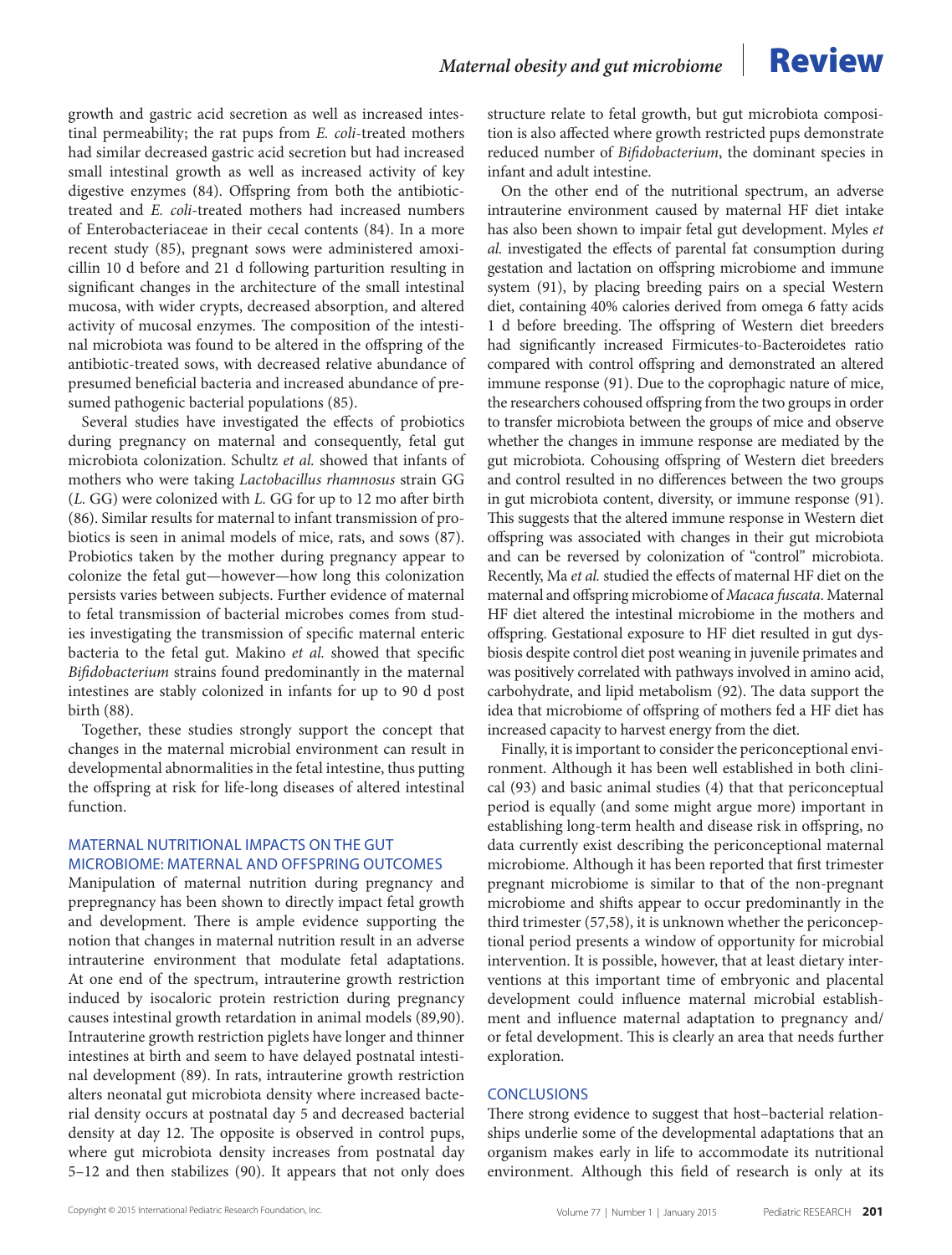growth and gastric acid secretion as well as increased intestinal permeability; the rat pups from *E. coli*-treated mothers had similar decreased gastric acid secretion but had increased small intestinal growth as well as increased activity of key digestive enzymes (84). Offspring from both the antibiotic-treated and *E. coli*-treated mothers had increased numbers of Enterobacteriaceae in their cecal contents (84). In a more recent study (85), pregnant sows were administered amoxicillin 10 d before and 21 d following parturition resulting in significant changes in the architecture of the small intestinal mucosa, with wider crypts, decreased absorption, and altered activity of mucosal enzymes. The composition of the intestinal microbiota was found to be altered in the offspring of the antibiotic-treated sows, with decreased relative abundance of presumed beneficial bacteria and increased abundance of presumed pathogenic bacterial populations (85).

Several studies have investigated the effects of probiotics during pregnancy on maternal and consequently, fetal gut microbiota colonization. Schultz *et al.* showed that infants of mothers who were taking *Lactobacillus rhamnosus* strain GG (*L.* GG) were colonized with *L.* GG for up to 12 mo after birth (86). Similar results for maternal to infant transmission of probiotics is seen in animal models of mice, rats, and sows (87). Probiotics taken by the mother during pregnancy appear to colonize the fetal gut—however—how long this colonization persists varies between subjects. Further evidence of maternal to fetal transmission of bacterial microbes comes from studies investigating the transmission of specific maternal enteric bacteria to the fetal gut. Makino *et al.* showed that specific *Bifidobacterium* strains found predominantly in the maternal intestines are stably colonized in infants for up to 90 d post birth (88).

Together, these studies strongly support the concept that changes in the maternal microbial environment can result in developmental abnormalities in the fetal intestine, thus putting the offspring at risk for life-long diseases of altered intestinal function.

## MATERNAL NUTRITIONAL IMPACTS ON THE GUT MICROBIOME: MATERNAL AND OFFSPRING OUTCOMES

Manipulation of maternal nutrition during pregnancy and prepregnancy has been shown to directly impact fetal growth and development. There is ample evidence supporting the notion that changes in maternal nutrition result in an adverse intrauterine environment that modulate fetal adaptations. At one end of the spectrum, intrauterine growth restriction induced by isocaloric protein restriction during pregnancy causes intestinal growth retardation in animal models (89,90). Intrauterine growth restriction piglets have longer and thinner intestines at birth and seem to have delayed postnatal intestinal development (89). In rats, intrauterine growth restriction alters neonatal gut microbiota density where increased bacterial density occurs at postnatal day 5 and decreased bacterial density at day 12. The opposite is observed in control pups, where gut microbiota density increases from postnatal day 5–12 and then stabilizes (90). It appears that not only does structure relate to fetal growth, but gut microbiota composition is also affected where growth restricted pups demonstrate reduced number of *Bifidobacterium*, the dominant species in infant and adult intestine.

On the other end of the nutritional spectrum, an adverse intrauterine environment caused by maternal HF diet intake has also been shown to impair fetal gut development. Myles *et al.* investigated the effects of parental fat consumption during gestation and lactation on offspring microbiome and immune system (91), by placing breeding pairs on a special Western diet, containing 40% calories derived from omega 6 fatty acids 1 d before breeding. The offspring of Western diet breeders had significantly increased Firmicutes-to-Bacteroidetes ratio compared with control offspring and demonstrated an altered immune response (91). Due to the coprophagic nature of mice, the researchers cohoused offspring from the two groups in order to transfer microbiota between the groups of mice and observe whether the changes in immune response are mediated by the gut microbiota. Cohousing offspring of Western diet breeders and control resulted in no differences between the two groups in gut microbiota content, diversity, or immune response (91). This suggests that the altered immune response in Western diet offspring was associated with changes in their gut microbiota and can be reversed by colonization of "control" microbiota. Recently, Ma *et al.* studied the effects of maternal HF diet on the maternal and offspring microbiome of *Macaca fuscata*. Maternal HF diet altered the intestinal microbiome in the mothers and offspring. Gestational exposure to HF diet resulted in gut dysbiosis despite control diet post weaning in juvenile primates and was positively correlated with pathways involved in amino acid, carbohydrate, and lipid metabolism (92). The data support the idea that microbiome of offspring of mothers fed a HF diet has increased capacity to harvest energy from the diet.

Finally, it is important to consider the periconceptional environment. Although it has been well established in both clinical (93) and basic animal studies (4) that that periconceptual period is equally (and some might argue more) important in establishing long-term health and disease risk in offspring, no data currently exist describing the periconceptional maternal microbiome. Although it has been reported that first trimester pregnant microbiome is similar to that of the non-pregnant microbiome and shifts appear to occur predominantly in the third trimester (57,58), it is unknown whether the periconceptional period presents a window of opportunity for microbial intervention. It is possible, however, that at least dietary interventions at this important time of embryonic and placental development could influence maternal microbial establishment and influence maternal adaptation to pregnancy and/or fetal development. This is clearly an area that needs further exploration.

## CONCLUSIONS

There strong evidence to suggest that host–bacterial relationships underlie some of the developmental adaptations that an organism makes early in life to accommodate its nutritional environment. Although this field of research is only at its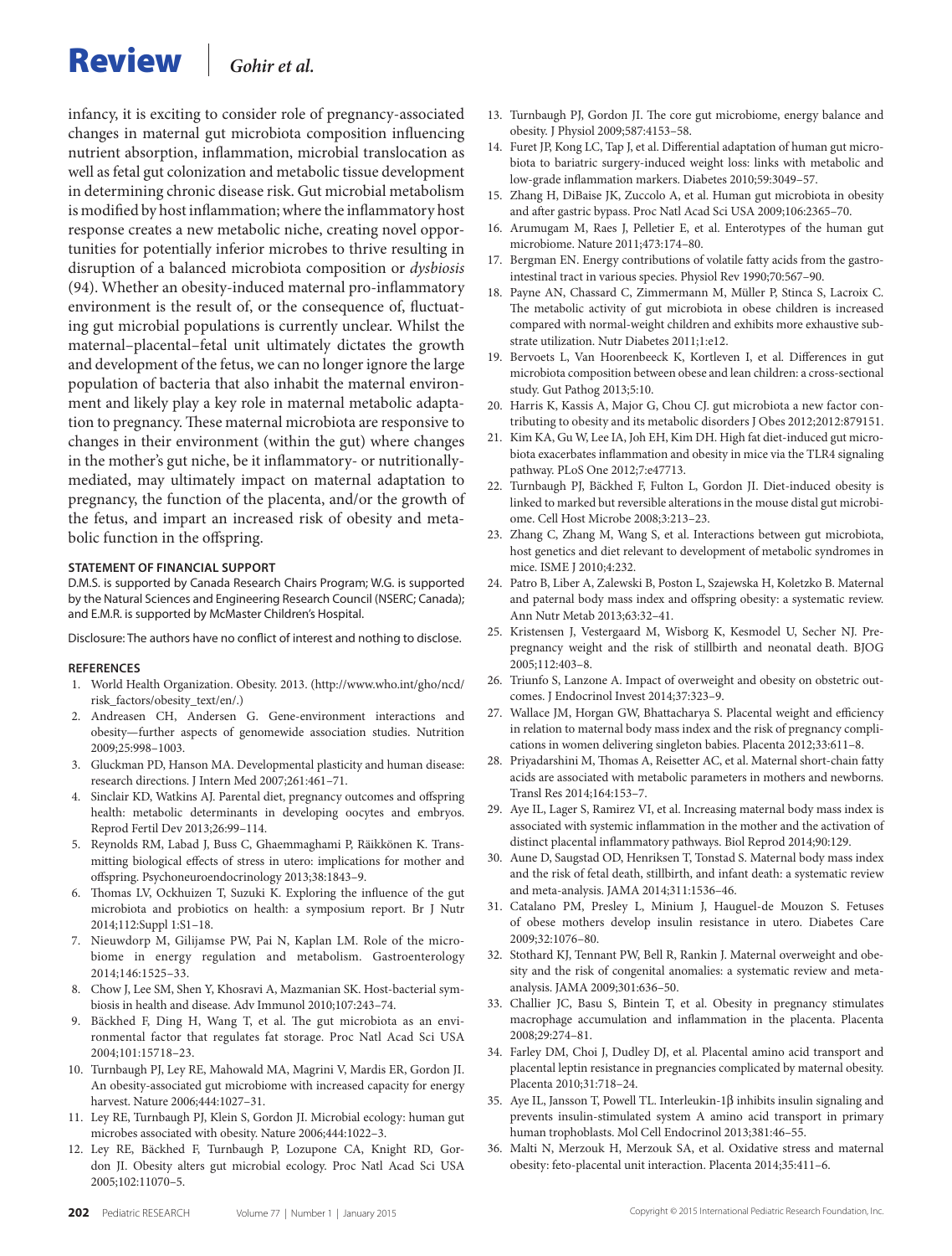infancy, it is exciting to consider role of pregnancy-associated changes in maternal gut microbiota composition influencing nutrient absorption, inflammation, microbial translocation as well as fetal gut colonization and metabolic tissue development in determining chronic disease risk. Gut microbial metabolism is modified by host inflammation; where the inflammatory host response creates a new metabolic niche, creating novel opportunities for potentially inferior microbes to thrive resulting in disruption of a balanced microbiota composition or *dysbiosis* (94). Whether an obesity-induced maternal pro-inflammatory environment is the result of, or the consequence of, fluctuating gut microbial populations is currently unclear. Whilst the maternal–placental–fetal unit ultimately dictates the growth and development of the fetus, we can no longer ignore the large population of bacteria that also inhabit the maternal environment and likely play a key role in maternal metabolic adaptation to pregnancy. These maternal microbiota are responsive to changes in their environment (within the gut) where changes in the mother's gut niche, be it inflammatory- or nutritionally-mediated, may ultimately impact on maternal adaptation to pregnancy, the function of the placenta, and/or the growth of the fetus, and impart an increased risk of obesity and metabolic function in the offspring.

#### STATEMENT OF FINANCIAL SUPPORT

D.M.S. is supported by Canada Research Chairs Program; W.G. is supported by the Natural Sciences and Engineering Research Council (NSERC; Canada); and E.M.R. is supported by McMaster Children's Hospital.

Disclosure: The authors have no conflict of interest and nothing to disclose.

#### REFERENCES

1. World Health Organization. Obesity. 2013. (http://www.who.int/gho/ncd/risk_factors/obesity_text/en/.)
2. Andreasen CH, Andersen G. Gene-environment interactions and obesity—further aspects of genomewide association studies. Nutrition 2009;25:998–1003.
3. Gluckman PD, Hanson MA. Developmental plasticity and human disease: research directions. J Intern Med 2007;261:461–71.
4. Sinclair KD, Watkins AJ. Parental diet, pregnancy outcomes and offspring health: metabolic determinants in developing oocytes and embryos. Reprod Fertil Dev 2013;26:99–114.
5. Reynolds RM, Labad J, Buss C, Ghaemmaghami P, Räikkönen K. Transmitting biological effects of stress in utero: implications for mother and offspring. Psychoneuroendocrinology 2013;38:1843–9.
6. Thomas LV, Ockhuizen T, Suzuki K. Exploring the influence of the gut microbiota and probiotics on health: a symposium report. Br J Nutr 2014;112:Suppl 1:S1–18.
7. Nieuwdorp M, Gilijamse PW, Pai N, Kaplan LM. Role of the microbiome in energy regulation and metabolism. Gastroenterology 2014;146:1525–33.
8. Chow J, Lee SM, Shen Y, Khosravi A, Mazmanian SK. Host-bacterial symbiosis in health and disease. Adv Immunol 2010;107:243–74.
9. Bäckhed F, Ding H, Wang T, et al. The gut microbiota as an environmental factor that regulates fat storage. Proc Natl Acad Sci USA 2004;101:15718–23.
10. Turnbaugh PJ, Ley RE, Mahowald MA, Magrini V, Mardis ER, Gordon JI. An obesity-associated gut microbiome with increased capacity for energy harvest. Nature 2006;444:1027–31.
11. Ley RE, Turnbaugh PJ, Klein S, Gordon JI. Microbial ecology: human gut microbes associated with obesity. Nature 2006;444:1022–3.
12. Ley RE, Bäckhed F, Turnbaugh P, Lozupone CA, Knight RD, Gordon JI. Obesity alters gut microbial ecology. Proc Natl Acad Sci USA 2005;102:11070–5.
13. Turnbaugh PJ, Gordon JI. The core gut microbiome, energy balance and obesity. J Physiol 2009;587:4153–58.
14. Furet JP, Kong LC, Tap J, et al. Differential adaptation of human gut microbiota to bariatric surgery-induced weight loss: links with metabolic and low-grade inflammation markers. Diabetes 2010;59:3049–57.
15. Zhang H, DiBaise JK, Zuccolo A, et al. Human gut microbiota in obesity and after gastric bypass. Proc Natl Acad Sci USA 2009;106:2365–70.
16. Arumugam M, Raes J, Pelletier E, et al. Enterotypes of the human gut microbiome. Nature 2011;473:174–80.
17. Bergman EN. Energy contributions of volatile fatty acids from the gastrointestinal tract in various species. Physiol Rev 1990;70:567–90.
18. Payne AN, Chassard C, Zimmermann M, Müller P, Stinca S, Lacroix C. The metabolic activity of gut microbiota in obese children is increased compared with normal-weight children and exhibits more exhaustive substrate utilization. Nutr Diabetes 2011;1:e12.
19. Bervoets L, Van Hoorenbeeck K, Kortleven I, et al. Differences in gut microbiota composition between obese and lean children: a cross-sectional study. Gut Pathog 2013;5:10.
20. Harris K, Kassis A, Major G, Chou CJ. gut microbiota a new factor contributing to obesity and its metabolic disorders J Obes 2012;2012:879151.
21. Kim KA, Gu W, Lee IA, Joh EH, Kim DH. High fat diet-induced gut microbiota exacerbates inflammation and obesity in mice via the TLR4 signaling pathway. PLoS One 2012;7:e47713.
22. Turnbaugh PJ, Bäckhed F, Fulton L, Gordon JI. Diet-induced obesity is linked to marked but reversible alterations in the mouse distal gut microbiome. Cell Host Microbe 2008;3:213–23.
23. Zhang C, Zhang M, Wang S, et al. Interactions between gut microbiota, host genetics and diet relevant to development of metabolic syndromes in mice. ISME J 2010;4:232.
24. Patro B, Liber A, Zalewski B, Poston L, Szajewska H, Koletzko B. Maternal and paternal body mass index and offspring obesity: a systematic review. Ann Nutr Metab 2013;63:32–41.
25. Kristensen J, Vestergaard M, Wisborg K, Kesmodel U, Secher NJ. Pre-pregnancy weight and the risk of stillbirth and neonatal death. BJOG 2005;112:403–8.
26. Triunfo S, Lanzone A. Impact of overweight and obesity on obstetric outcomes. J Endocrinol Invest 2014;37:323–9.
27. Wallace JM, Horgan GW, Bhattacharya S. Placental weight and efficiency in relation to maternal body mass index and the risk of pregnancy complications in women delivering singleton babies. Placenta 2012;33:611–8.
28. Priyadarshini M, Thomas A, Reisetter AC, et al. Maternal short-chain fatty acids are associated with metabolic parameters in mothers and newborns. Transl Res 2014;164:153–7.
29. Aye IL, Lager S, Ramirez VI, et al. Increasing maternal body mass index is associated with systemic inflammation in the mother and the activation of distinct placental inflammatory pathways. Biol Reprod 2014;90:129.
30. Aune D, Saugstad OD, Henriksen T, Tonstad S. Maternal body mass index and the risk of fetal death, stillbirth, and infant death: a systematic review and meta-analysis. JAMA 2014;311:1536–46.
31. Catalano PM, Presley L, Minium J, Hauguel-de Mouzon S. Fetuses of obese mothers develop insulin resistance in utero. Diabetes Care 2009;32:1076–80.
32. Stothard KJ, Tennant PW, Bell R, Rankin J. Maternal overweight and obesity and the risk of congenital anomalies: a systematic review and meta-analysis. JAMA 2009;301:636–50.
33. Challier JC, Basu S, Bintein T, et al. Obesity in pregnancy stimulates macrophage accumulation and inflammation in the placenta. Placenta 2008;29:274–81.
34. Farley DM, Choi J, Dudley DJ, et al. Placental amino acid transport and placental leptin resistance in pregnancies complicated by maternal obesity. Placenta 2010;31:718–24.
35. Aye IL, Jansson T, Powell TL. Interleukin-1β inhibits insulin signaling and prevents insulin-stimulated system A amino acid transport in primary human trophoblasts. Mol Cell Endocrinol 2013;381:46–55.
36. Malti N, Merzouk H, Merzouk SA, et al. Oxidative stress and maternal obesity: feto-placental unit interaction. Placenta 2014;35:411–6.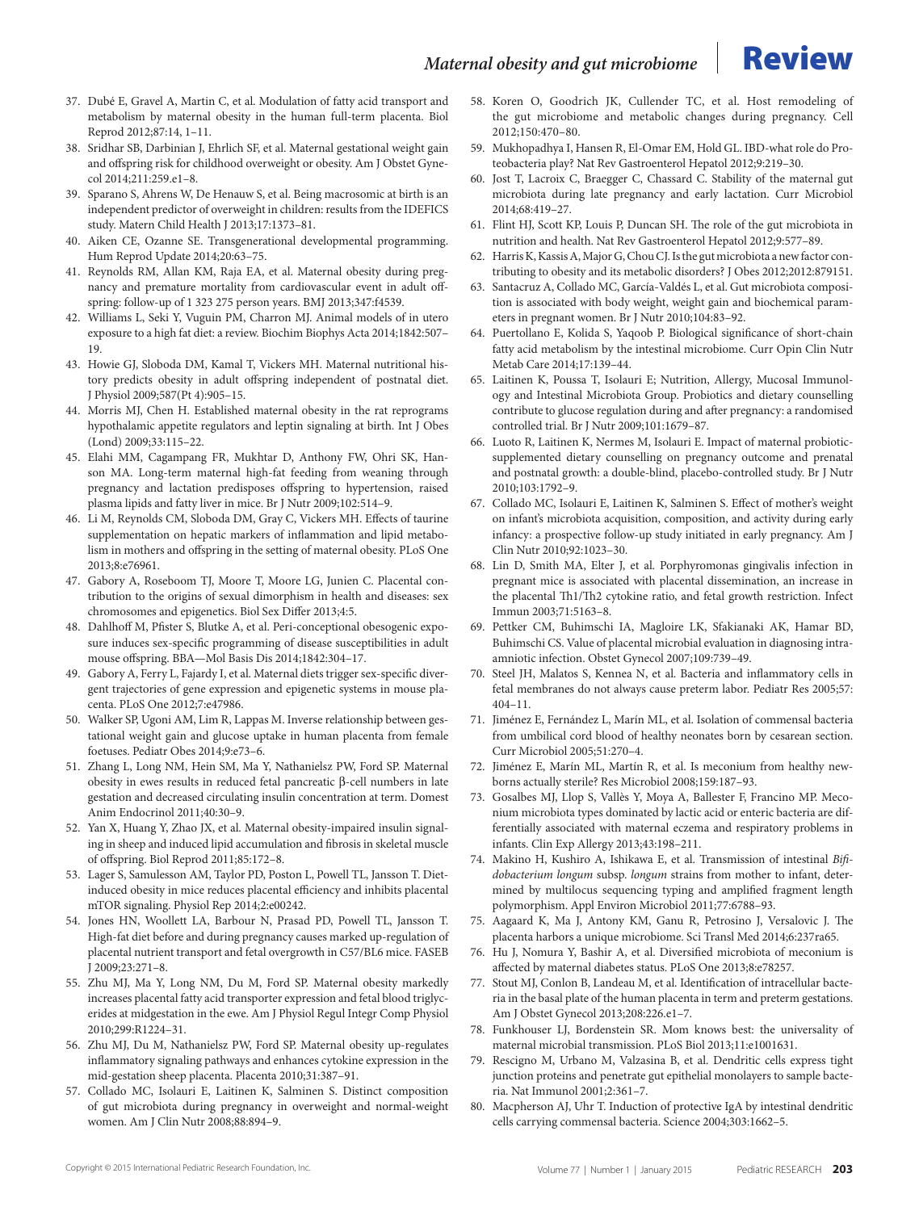37. Dubé E, Gravel A, Martin C, et al. Modulation of fatty acid transport and metabolism by maternal obesity in the human full-term placenta. Biol Reprod 2012;87:14, 1–11.
38. Sridhar SB, Darbinian J, Ehrlich SF, et al. Maternal gestational weight gain and offspring risk for childhood overweight or obesity. Am J Obstet Gynecol 2014;211:259.e1–8.
39. Sparano S, Ahrens W, De Henauw S, et al. Being macrosomic at birth is an independent predictor of overweight in children: results from the IDEFICS study. Matern Child Health J 2013;17:1373–81.
40. Aiken CE, Ozanne SE. Transgenerational developmental programming. Hum Reprod Update 2014;20:63–75.
41. Reynolds RM, Allan KM, Raja EA, et al. Maternal obesity during pregnancy and premature mortality from cardiovascular event in adult offspring: follow-up of 1 323 275 person years. BMJ 2013;347:f4539.
42. Williams L, Seki Y, Vuguin PM, Charron MJ. Animal models of in utero exposure to a high fat diet: a review. Biochim Biophys Acta 2014;1842:507–19.
43. Howie GJ, Sloboda DM, Kamal T, Vickers MH. Maternal nutritional history predicts obesity in adult offspring independent of postnatal diet. J Physiol 2009;587(Pt 4):905–15.
44. Morris MJ, Chen H. Established maternal obesity in the rat reprograms hypothalamic appetite regulators and leptin signaling at birth. Int J Obes (Lond) 2009;33:115–22.
45. Elahi MM, Cagampang FR, Mukhtar D, Anthony FW, Ohri SK, Hanson MA. Long-term maternal high-fat feeding from weaning through pregnancy and lactation predisposes offspring to hypertension, raised plasma lipids and fatty liver in mice. Br J Nutr 2009;102:514–9.
46. Li M, Reynolds CM, Sloboda DM, Gray C, Vickers MH. Effects of taurine supplementation on hepatic markers of inflammation and lipid metabolism in mothers and offspring in the setting of maternal obesity. PLoS One 2013;8:e76961.
47. Gabory A, Roseboom TJ, Moore T, Moore LG, Junien C. Placental contribution to the origins of sexual dimorphism in health and diseases: sex chromosomes and epigenetics. Biol Sex Differ 2013;4:5.
48. Dahlhoff M, Pfister S, Blutke A, et al. Peri-conceptional obesogenic exposure induces sex-specific programming of disease susceptibilities in adult mouse offspring. BBA—Mol Basis Dis 2014;1842:304–17.
49. Gabory A, Ferry L, Fajardy I, et al. Maternal diets trigger sex-specific divergent trajectories of gene expression and epigenetic systems in mouse placenta. PLoS One 2012;7:e47986.
50. Walker SP, Ugoni AM, Lim R, Lappas M. Inverse relationship between gestational weight gain and glucose uptake in human placenta from female foetuses. Pediatr Obes 2014;9:e73–6.
51. Zhang L, Long NM, Hein SM, Ma Y, Nathanielsz PW, Ford SP. Maternal obesity in ewes results in reduced fetal pancreatic β-cell numbers in late gestation and decreased circulating insulin concentration at term. Domest Anim Endocrinol 2011;40:30–9.
52. Yan X, Huang Y, Zhao JX, et al. Maternal obesity-impaired insulin signaling in sheep and induced lipid accumulation and fibrosis in skeletal muscle of offspring. Biol Reprod 2011;85:172–8.
53. Lager S, Samulesson AM, Taylor PD, Poston L, Powell TL, Jansson T. Diet-induced obesity in mice reduces placental efficiency and inhibits placental mTOR signaling. Physiol Rep 2014;2:e00242.
54. Jones HN, Woollett LA, Barbour N, Prasad PD, Powell TL, Jansson T. High-fat diet before and during pregnancy causes marked up-regulation of placental nutrient transport and fetal overgrowth in C57/BL6 mice. FASEB J 2009;23:271–8.
55. Zhu MJ, Ma Y, Long NM, Du M, Ford SP. Maternal obesity markedly increases placental fatty acid transporter expression and fetal blood triglycerides at midgestation in the ewe. Am J Physiol Regul Integr Comp Physiol 2010;299:R1224–31.
56. Zhu MJ, Du M, Nathanielsz PW, Ford SP. Maternal obesity up-regulates inflammatory signaling pathways and enhances cytokine expression in the mid-gestation sheep placenta. Placenta 2010;31:387–91.
57. Collado MC, Isolauri E, Laitinen K, Salminen S. Distinct composition of gut microbiota during pregnancy in overweight and normal-weight women. Am J Clin Nutr 2008;88:894–9.
58. Koren O, Goodrich JK, Cullender TC, et al. Host remodeling of the gut microbiome and metabolic changes during pregnancy. Cell 2012;150:470–80.
59. Mukhopadhya I, Hansen R, El-Omar EM, Hold GL. IBD-what role do Proteobacteria play? Nat Rev Gastroenterol Hepatol 2012;9:219–30.
60. Jost T, Lacroix C, Braegger C, Chassard C. Stability of the maternal gut microbiota during late pregnancy and early lactation. Curr Microbiol 2014;68:419–27.
61. Flint HJ, Scott KP, Louis P, Duncan SH. The role of the gut microbiota in nutrition and health. Nat Rev Gastroenterol Hepatol 2012;9:577–89.
62. Harris K, Kassis A, Major G, Chou CJ. Is the gut microbiota a new factor contributing to obesity and its metabolic disorders? J Obes 2012;2012:879151.
63. Santacruz A, Collado MC, García-Valdés L, et al. Gut microbiota composition is associated with body weight, weight gain and biochemical parameters in pregnant women. Br J Nutr 2010;104:83–92.
64. Puertollano E, Kolida S, Yaqoob P. Biological significance of short-chain fatty acid metabolism by the intestinal microbiome. Curr Opin Clin Nutr Metab Care 2014;17:139–44.
65. Laitinen K, Poussa T, Isolauri E; Nutrition, Allergy, Mucosal Immunology and Intestinal Microbiota Group. Probiotics and dietary counselling contribute to glucose regulation during and after pregnancy: a randomised controlled trial. Br J Nutr 2009;101:1679–87.
66. Luoto R, Laitinen K, Nermes M, Isolauri E. Impact of maternal probiotic-supplemented dietary counselling on pregnancy outcome and prenatal and postnatal growth: a double-blind, placebo-controlled study. Br J Nutr 2010;103:1792–9.
67. Collado MC, Isolauri E, Laitinen K, Salminen S. Effect of mother's weight on infant's microbiota acquisition, composition, and activity during early infancy: a prospective follow-up study initiated in early pregnancy. Am J Clin Nutr 2010;92:1023–30.
68. Lin D, Smith MA, Elter J, et al. Porphyromonas gingivalis infection in pregnant mice is associated with placental dissemination, an increase in the placental Th1/Th2 cytokine ratio, and fetal growth restriction. Infect Immun 2003;71:5163–8.
69. Pettker CM, Buhimschi IA, Magloire LK, Sfakianaki AK, Hamar BD, Buhimschi CS. Value of placental microbial evaluation in diagnosing intra-amniotic infection. Obstet Gynecol 2007;109:739–49.
70. Steel JH, Malatos S, Kennea N, et al. Bacteria and inflammatory cells in fetal membranes do not always cause preterm labor. Pediatr Res 2005;57:404–11.
71. Jiménez E, Fernández L, Marín ML, et al. Isolation of commensal bacteria from umbilical cord blood of healthy neonates born by cesarean section. Curr Microbiol 2005;51:270–4.
72. Jiménez E, Marín ML, Martín R, et al. Is meconium from healthy newborns actually sterile? Res Microbiol 2008;159:187–93.
73. Gosalbes MJ, Llop S, Vallès Y, Moya A, Ballester F, Francino MP. Meconium microbiota types dominated by lactic acid or enteric bacteria are differentially associated with maternal eczema and respiratory problems in infants. Clin Exp Allergy 2013;43:198–211.
74. Makino H, Kushiro A, Ishikawa E, et al. Transmission of intestinal *Bifidobacterium longum* subsp. *longum* strains from mother to infant, determined by multilocus sequencing typing and amplified fragment length polymorphism. Appl Environ Microbiol 2011;77:6788–93.
75. Aagaard K, Ma J, Antony KM, Ganu R, Petrosino J, Versalovic J. The placenta harbors a unique microbiome. Sci Transl Med 2014;6:237ra65.
76. Hu J, Nomura Y, Bashir A, et al. Diversified microbiota of meconium is affected by maternal diabetes status. PLoS One 2013;8:e78257.
77. Stout MJ, Conlon B, Landeau M, et al. Identification of intracellular bacteria in the basal plate of the human placenta in term and preterm gestations. Am J Obstet Gynecol 2013;208:226.e1–7.
78. Funkhouser LJ, Bordenstein SR. Mom knows best: the universality of maternal microbial transmission. PLoS Biol 2013;11:e1001631.
79. Rescigno M, Urbano M, Valzasina B, et al. Dendritic cells express tight junction proteins and penetrate gut epithelial monolayers to sample bacteria. Nat Immunol 2001;2:361–7.
80. Macpherson AJ, Uhr T. Induction of protective IgA by intestinal dendritic cells carrying commensal bacteria. Science 2004;303:1662–5.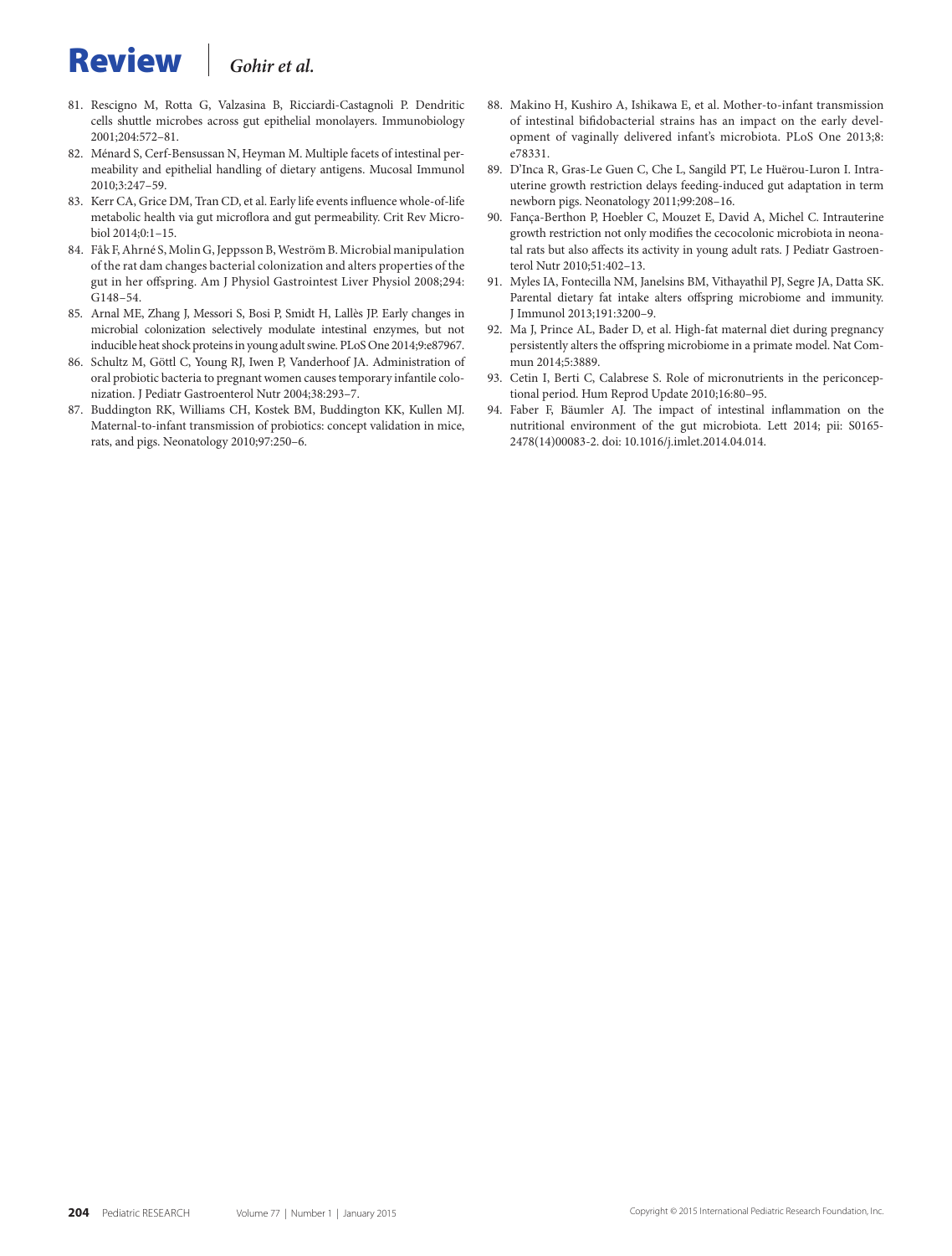81. Rescigno M, Rotta G, Valzasina B, Ricciardi-Castagnoli P. Dendritic cells shuttle microbes across gut epithelial monolayers. Immunobiology 2001;204:572–81.
82. Ménard S, Cerf-Bensussan N, Heyman M. Multiple facets of intestinal permeability and epithelial handling of dietary antigens. Mucosal Immunol 2010;3:247–59.
83. Kerr CA, Grice DM, Tran CD, et al. Early life events influence whole-of-life metabolic health via gut microflora and gut permeability. Crit Rev Microbiol 2014;0:1–15.
84. Fåk F, Ahrné S, Molin G, Jeppsson B, Weström B. Microbial manipulation of the rat dam changes bacterial colonization and alters properties of the gut in her offspring. Am J Physiol Gastrointest Liver Physiol 2008;294: G148–54.
85. Arnal ME, Zhang J, Messori S, Bosi P, Smidt H, Lallès JP. Early changes in microbial colonization selectively modulate intestinal enzymes, but not inducible heat shock proteins in young adult swine. PLoS One 2014;9:e87967.
86. Schultz M, Göttl C, Young RJ, Iwen P, Vanderhoof JA. Administration of oral probiotic bacteria to pregnant women causes temporary infantile colonization. J Pediatr Gastroenterol Nutr 2004;38:293–7.
87. Buddington RK, Williams CH, Kostek BM, Buddington KK, Kullen MJ. Maternal-to-infant transmission of probiotics: concept validation in mice, rats, and pigs. Neonatology 2010;97:250–6.
88. Makino H, Kushiro A, Ishikawa E, et al. Mother-to-infant transmission of intestinal bifidobacterial strains has an impact on the early development of vaginally delivered infant's microbiota. PLoS One 2013;8: e78331.
89. D'Inca R, Gras-Le Guen C, Che L, Sangild PT, Le Huërou-Luron I. Intrauterine growth restriction delays feeding-induced gut adaptation in term newborn pigs. Neonatology 2011;99:208–16.
90. Fança-Berthon P, Hoebler C, Mouzet E, David A, Michel C. Intrauterine growth restriction not only modifies the cecocolonic microbiota in neonatal rats but also affects its activity in young adult rats. J Pediatr Gastroenterol Nutr 2010;51:402–13.
91. Myles IA, Fontecilla NM, Janelsins BM, Vithayathil PJ, Segre JA, Datta SK. Parental dietary fat intake alters offspring microbiome and immunity. J Immunol 2013;191:3200–9.
92. Ma J, Prince AL, Bader D, et al. High-fat maternal diet during pregnancy persistently alters the offspring microbiome in a primate model. Nat Commun 2014;5:3889.
93. Cetin I, Berti C, Calabrese S. Role of micronutrients in the periconceptional period. Hum Reprod Update 2010;16:80–95.
94. Faber F, Bäumler AJ. The impact of intestinal inflammation on the nutritional environment of the gut microbiota. Lett 2014; pii: S0165-2478(14)00083-2. doi: 10.1016/j.imlet.2014.04.014.